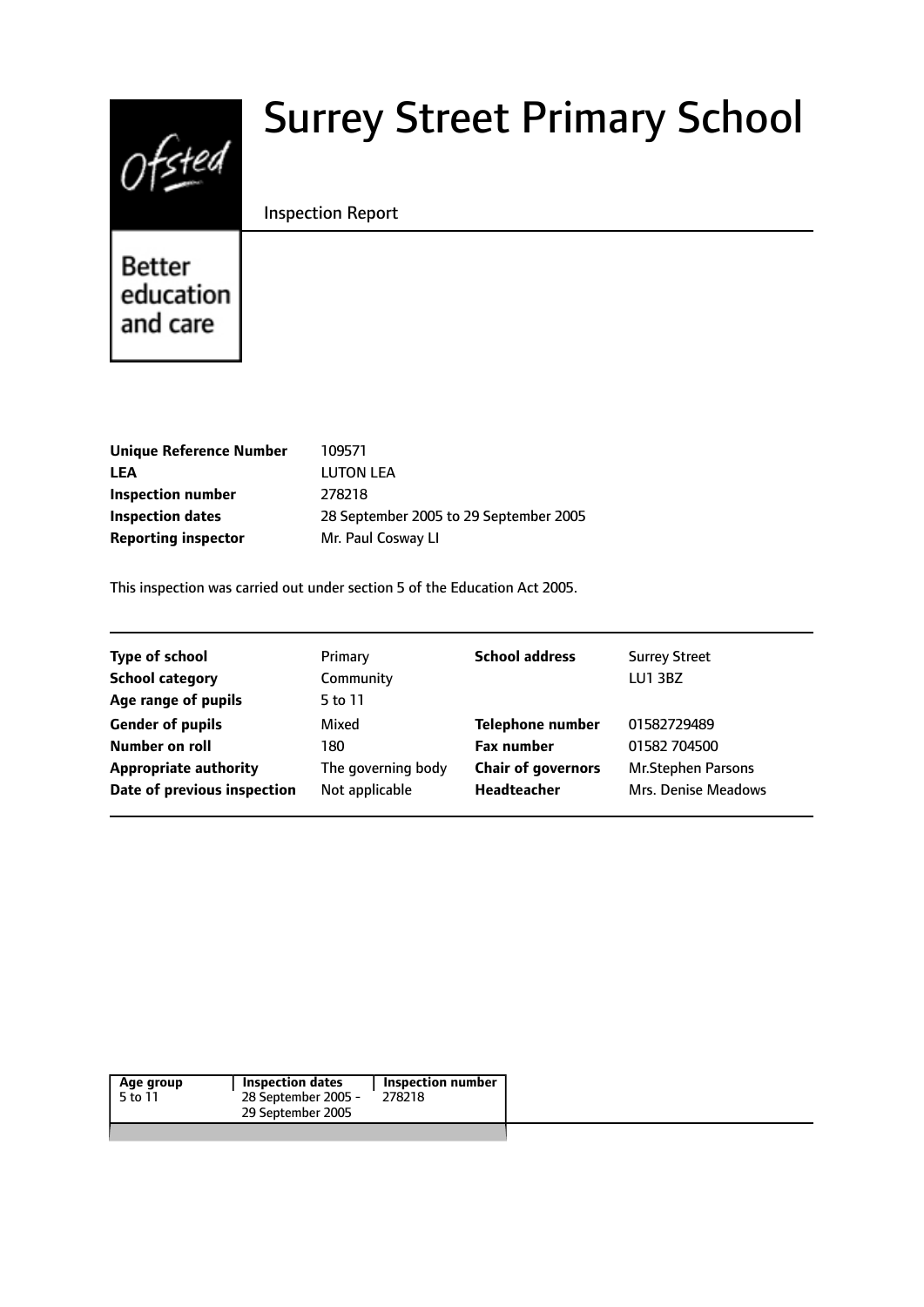# Surrey Street Primary School

Inspection Report

Better education and care

| | |
|---|---|
| **Unique Reference Number** | 109571 |
| **LEA** | LUTON LEA |
| **Inspection number** | 278218 |
| **Inspection dates** | 28 September 2005 to 29 September 2005 |
| **Reporting inspector** | Mr. Paul Cosway LI |

This inspection was carried out under section 5 of the Education Act 2005.

| | | | |
|---|---|---|---|
| **Type of school** | Primary | **School address** | Surrey Street |
| **School category** | Community | | LU1 3BZ |
| **Age range of pupils** | 5 to 11 | | |
| **Gender of pupils** | Mixed | **Telephone number** | 01582729489 |
| **Number on roll** | 180 | **Fax number** | 01582 704500 |
| **Appropriate authority** | The governing body | **Chair of governors** | Mr.Stephen Parsons |
| **Date of previous inspection** | Not applicable | **Headteacher** | Mrs. Denise Meadows |

| Age group | Inspection dates | Inspection number |
|---|---|---|
| 5 to 11 | 28 September 2005 - 29 September 2005 | 278218 |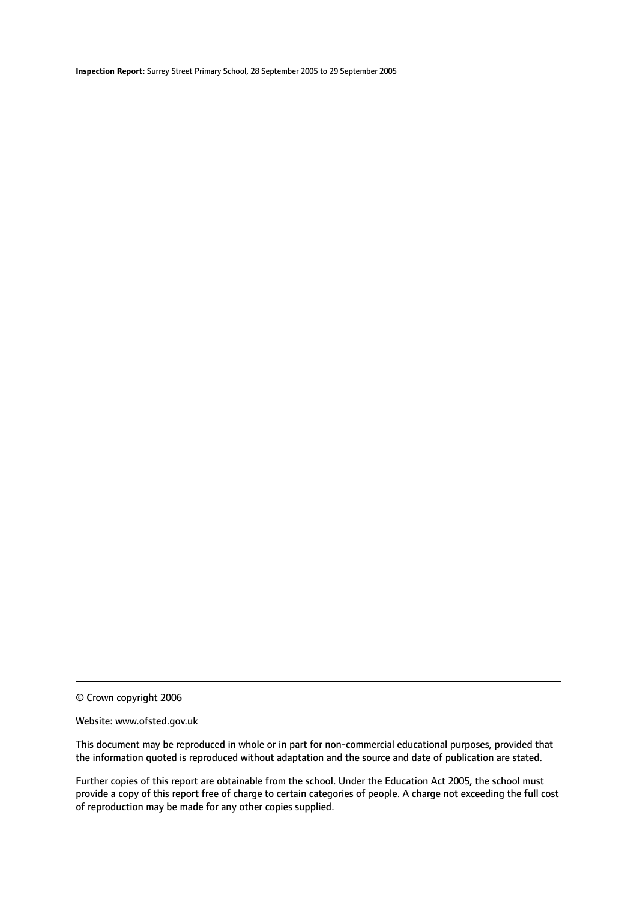© Crown copyright 2006

Website: www.ofsted.gov.uk

This document may be reproduced in whole or in part for non-commercial educational purposes, provided that the information quoted is reproduced without adaptation and the source and date of publication are stated.

Further copies of this report are obtainable from the school. Under the Education Act 2005, the school must provide a copy of this report free of charge to certain categories of people. A charge not exceeding the full cost of reproduction may be made for any other copies supplied.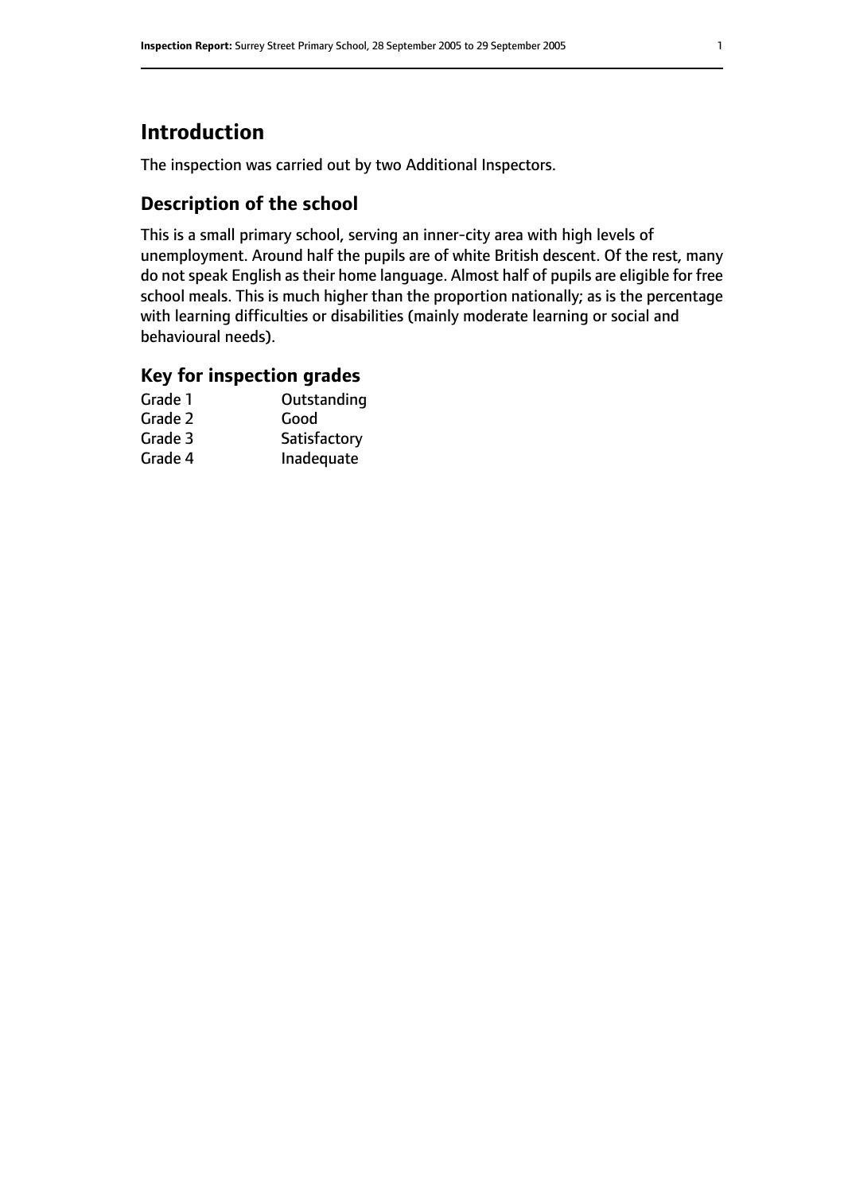## Introduction

The inspection was carried out by two Additional Inspectors.

### Description of the school

This is a small primary school, serving an inner-city area with high levels of unemployment. Around half the pupils are of white British descent. Of the rest, many do not speak English as their home language. Almost half of pupils are eligible for free school meals. This is much higher than the proportion nationally; as is the percentage with learning difficulties or disabilities (mainly moderate learning or social and behavioural needs).

### Key for inspection grades

| | |
|---|---|
| Grade 1 | Outstanding |
| Grade 2 | Good |
| Grade 3 | Satisfactory |
| Grade 4 | Inadequate |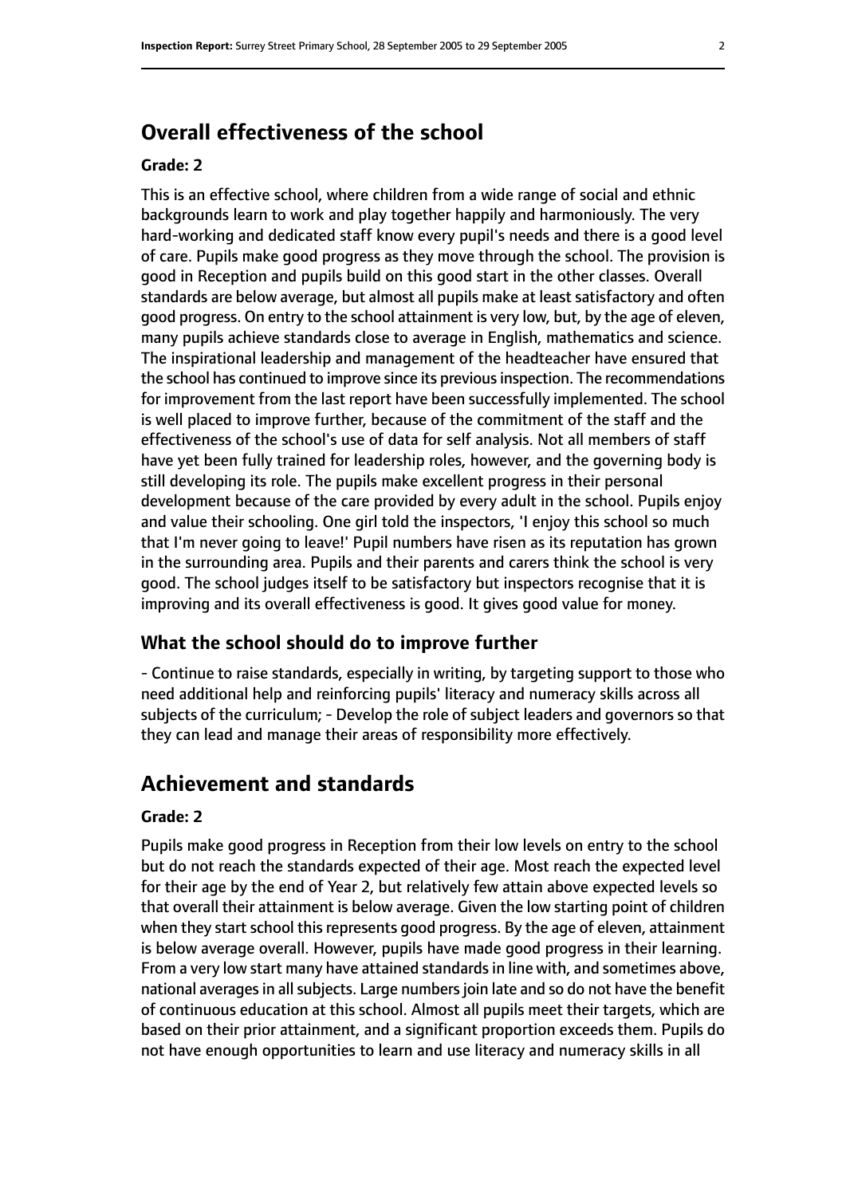## Overall effectiveness of the school

### Grade: 2

This is an effective school, where children from a wide range of social and ethnic backgrounds learn to work and play together happily and harmoniously. The very hard-working and dedicated staff know every pupil's needs and there is a good level of care. Pupils make good progress as they move through the school. The provision is good in Reception and pupils build on this good start in the other classes. Overall standards are below average, but almost all pupils make at least satisfactory and often good progress. On entry to the school attainment is very low, but, by the age of eleven, many pupils achieve standards close to average in English, mathematics and science. The inspirational leadership and management of the headteacher have ensured that the school has continued to improve since its previous inspection. The recommendations for improvement from the last report have been successfully implemented. The school is well placed to improve further, because of the commitment of the staff and the effectiveness of the school's use of data for self analysis. Not all members of staff have yet been fully trained for leadership roles, however, and the governing body is still developing its role. The pupils make excellent progress in their personal development because of the care provided by every adult in the school. Pupils enjoy and value their schooling. One girl told the inspectors, 'I enjoy this school so much that I'm never going to leave!' Pupil numbers have risen as its reputation has grown in the surrounding area. Pupils and their parents and carers think the school is very good. The school judges itself to be satisfactory but inspectors recognise that it is improving and its overall effectiveness is good. It gives good value for money.

### What the school should do to improve further

- Continue to raise standards, especially in writing, by targeting support to those who need additional help and reinforcing pupils' literacy and numeracy skills across all subjects of the curriculum; - Develop the role of subject leaders and governors so that they can lead and manage their areas of responsibility more effectively.

## Achievement and standards

### Grade: 2

Pupils make good progress in Reception from their low levels on entry to the school but do not reach the standards expected of their age. Most reach the expected level for their age by the end of Year 2, but relatively few attain above expected levels so that overall their attainment is below average. Given the low starting point of children when they start school this represents good progress. By the age of eleven, attainment is below average overall. However, pupils have made good progress in their learning. From a very low start many have attained standards in line with, and sometimes above, national averages in all subjects. Large numbers join late and so do not have the benefit of continuous education at this school. Almost all pupils meet their targets, which are based on their prior attainment, and a significant proportion exceeds them. Pupils do not have enough opportunities to learn and use literacy and numeracy skills in all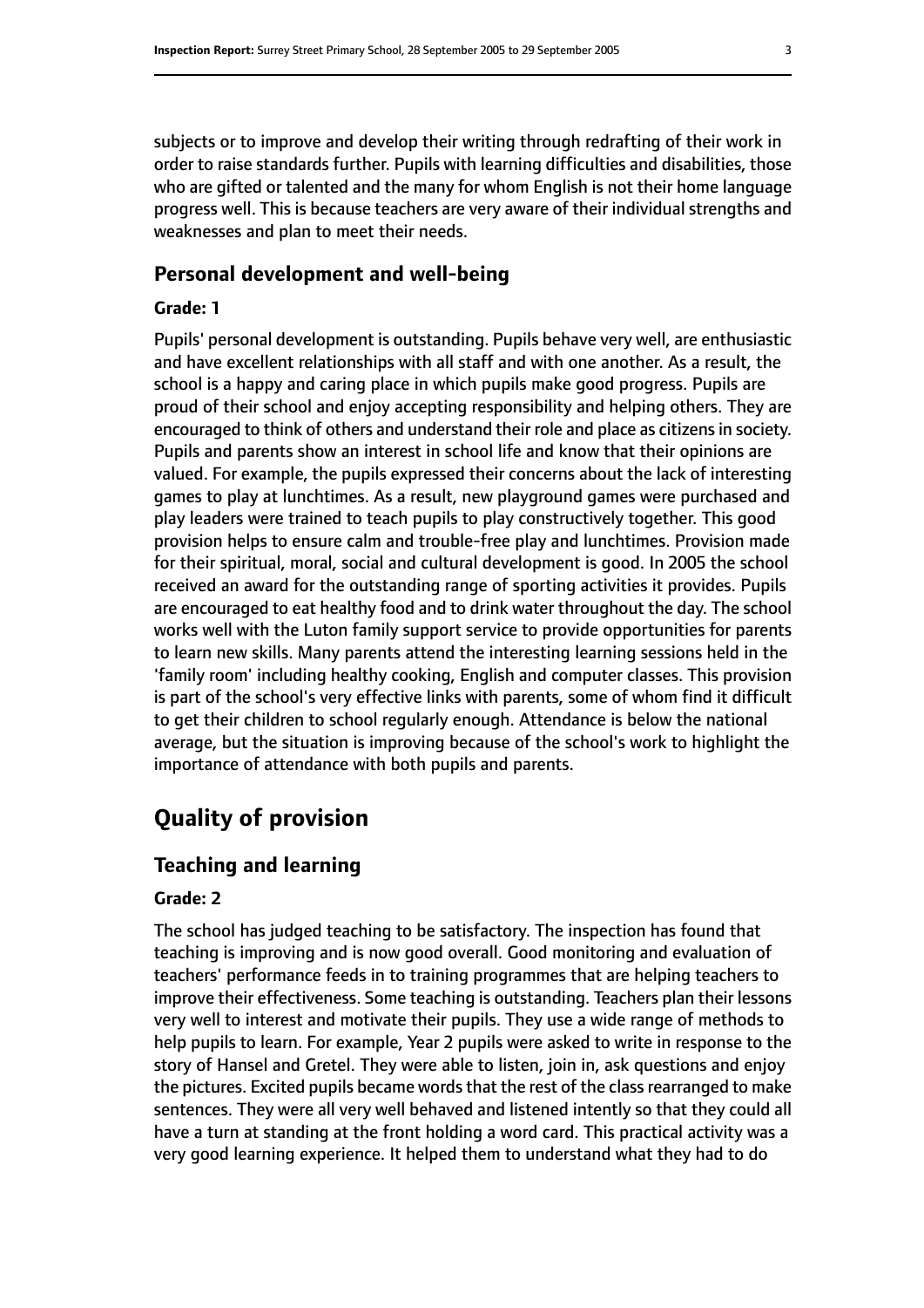subjects or to improve and develop their writing through redrafting of their work in order to raise standards further. Pupils with learning difficulties and disabilities, those who are gifted or talented and the many for whom English is not their home language progress well. This is because teachers are very aware of their individual strengths and weaknesses and plan to meet their needs.

### Personal development and well-being

#### Grade: 1

Pupils' personal development is outstanding. Pupils behave very well, are enthusiastic and have excellent relationships with all staff and with one another. As a result, the school is a happy and caring place in which pupils make good progress. Pupils are proud of their school and enjoy accepting responsibility and helping others. They are encouraged to think of others and understand their role and place as citizens in society. Pupils and parents show an interest in school life and know that their opinions are valued. For example, the pupils expressed their concerns about the lack of interesting games to play at lunchtimes. As a result, new playground games were purchased and play leaders were trained to teach pupils to play constructively together. This good provision helps to ensure calm and trouble-free play and lunchtimes. Provision made for their spiritual, moral, social and cultural development is good. In 2005 the school received an award for the outstanding range of sporting activities it provides. Pupils are encouraged to eat healthy food and to drink water throughout the day. The school works well with the Luton family support service to provide opportunities for parents to learn new skills. Many parents attend the interesting learning sessions held in the 'family room' including healthy cooking, English and computer classes. This provision is part of the school's very effective links with parents, some of whom find it difficult to get their children to school regularly enough. Attendance is below the national average, but the situation is improving because of the school's work to highlight the importance of attendance with both pupils and parents.

## Quality of provision

### Teaching and learning

#### Grade: 2

The school has judged teaching to be satisfactory. The inspection has found that teaching is improving and is now good overall. Good monitoring and evaluation of teachers' performance feeds in to training programmes that are helping teachers to improve their effectiveness. Some teaching is outstanding. Teachers plan their lessons very well to interest and motivate their pupils. They use a wide range of methods to help pupils to learn. For example, Year 2 pupils were asked to write in response to the story of Hansel and Gretel. They were able to listen, join in, ask questions and enjoy the pictures. Excited pupils became words that the rest of the class rearranged to make sentences. They were all very well behaved and listened intently so that they could all have a turn at standing at the front holding a word card. This practical activity was a very good learning experience. It helped them to understand what they had to do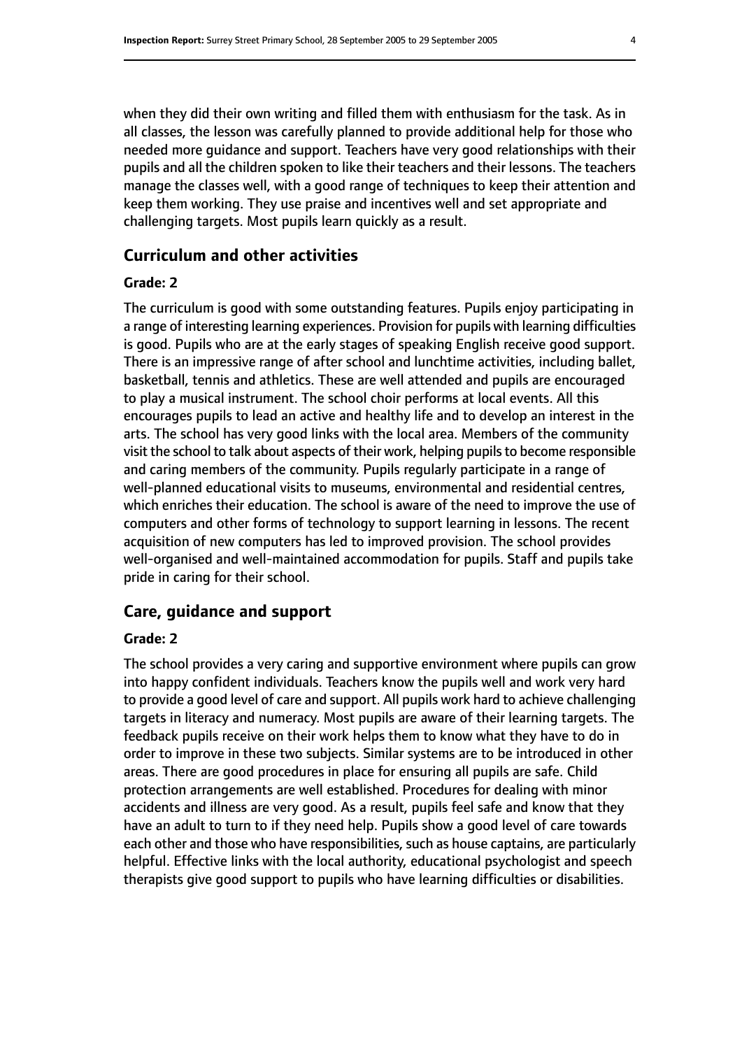when they did their own writing and filled them with enthusiasm for the task. As in all classes, the lesson was carefully planned to provide additional help for those who needed more guidance and support. Teachers have very good relationships with their pupils and all the children spoken to like their teachers and their lessons. The teachers manage the classes well, with a good range of techniques to keep their attention and keep them working. They use praise and incentives well and set appropriate and challenging targets. Most pupils learn quickly as a result.

## Curriculum and other activities

**Grade: 2**

The curriculum is good with some outstanding features. Pupils enjoy participating in a range of interesting learning experiences. Provision for pupils with learning difficulties is good. Pupils who are at the early stages of speaking English receive good support. There is an impressive range of after school and lunchtime activities, including ballet, basketball, tennis and athletics. These are well attended and pupils are encouraged to play a musical instrument. The school choir performs at local events. All this encourages pupils to lead an active and healthy life and to develop an interest in the arts. The school has very good links with the local area. Members of the community visit the school to talk about aspects of their work, helping pupils to become responsible and caring members of the community. Pupils regularly participate in a range of well-planned educational visits to museums, environmental and residential centres, which enriches their education. The school is aware of the need to improve the use of computers and other forms of technology to support learning in lessons. The recent acquisition of new computers has led to improved provision. The school provides well-organised and well-maintained accommodation for pupils. Staff and pupils take pride in caring for their school.

## Care, guidance and support

**Grade: 2**

The school provides a very caring and supportive environment where pupils can grow into happy confident individuals. Teachers know the pupils well and work very hard to provide a good level of care and support. All pupils work hard to achieve challenging targets in literacy and numeracy. Most pupils are aware of their learning targets. The feedback pupils receive on their work helps them to know what they have to do in order to improve in these two subjects. Similar systems are to be introduced in other areas. There are good procedures in place for ensuring all pupils are safe. Child protection arrangements are well established. Procedures for dealing with minor accidents and illness are very good. As a result, pupils feel safe and know that they have an adult to turn to if they need help. Pupils show a good level of care towards each other and those who have responsibilities, such as house captains, are particularly helpful. Effective links with the local authority, educational psychologist and speech therapists give good support to pupils who have learning difficulties or disabilities.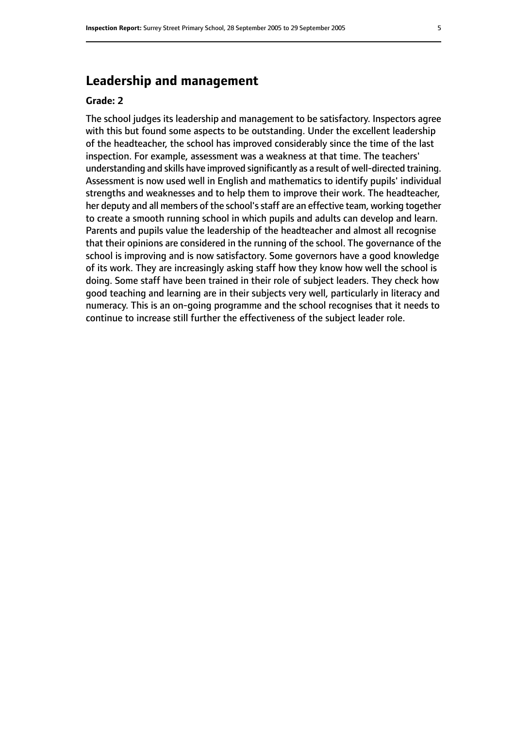## Leadership and management

**Grade: 2**

The school judges its leadership and management to be satisfactory. Inspectors agree with this but found some aspects to be outstanding. Under the excellent leadership of the headteacher, the school has improved considerably since the time of the last inspection. For example, assessment was a weakness at that time. The teachers' understanding and skills have improved significantly as a result of well-directed training. Assessment is now used well in English and mathematics to identify pupils' individual strengths and weaknesses and to help them to improve their work. The headteacher, her deputy and all members of the school's staff are an effective team, working together to create a smooth running school in which pupils and adults can develop and learn. Parents and pupils value the leadership of the headteacher and almost all recognise that their opinions are considered in the running of the school. The governance of the school is improving and is now satisfactory. Some governors have a good knowledge of its work. They are increasingly asking staff how they know how well the school is doing. Some staff have been trained in their role of subject leaders. They check how good teaching and learning are in their subjects very well, particularly in literacy and numeracy. This is an on-going programme and the school recognises that it needs to continue to increase still further the effectiveness of the subject leader role.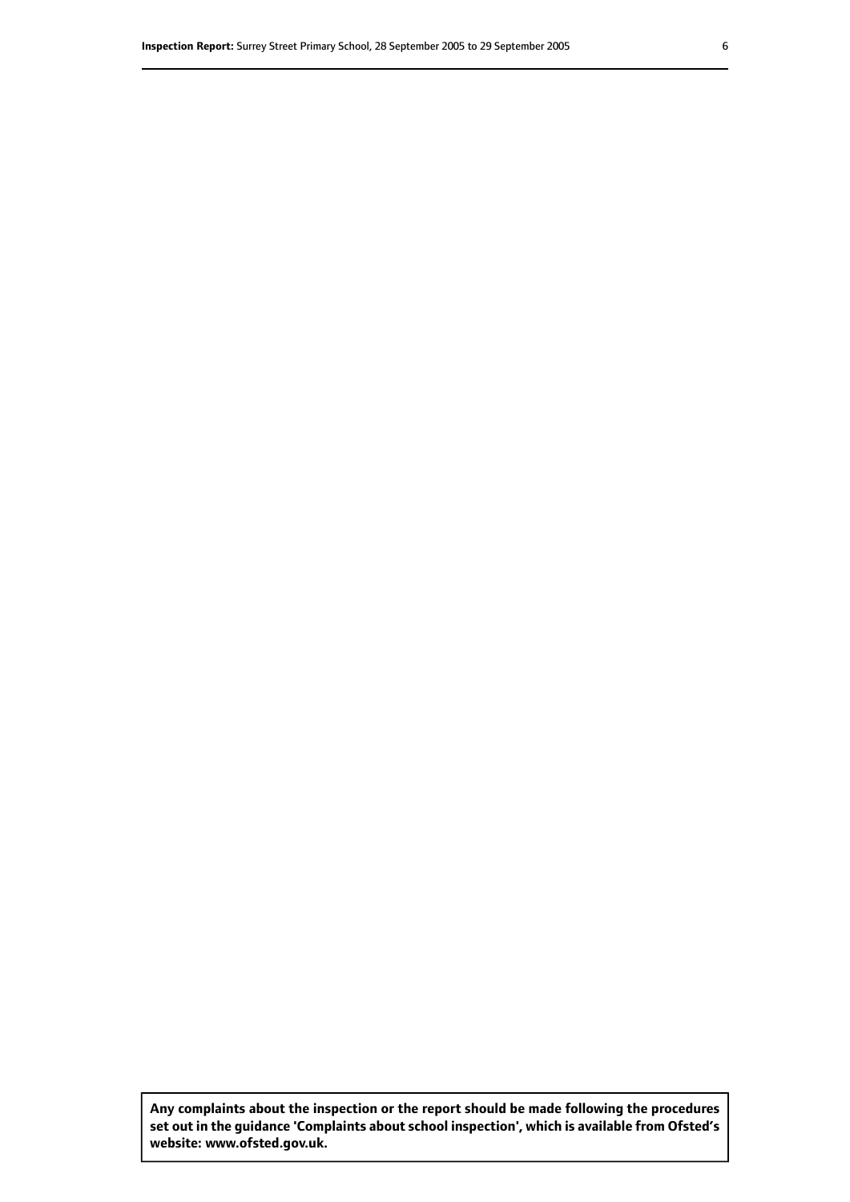**Any complaints about the inspection or the report should be made following the procedures set out in the guidance 'Complaints about school inspection', which is available from Ofsted's website: www.ofsted.gov.uk.**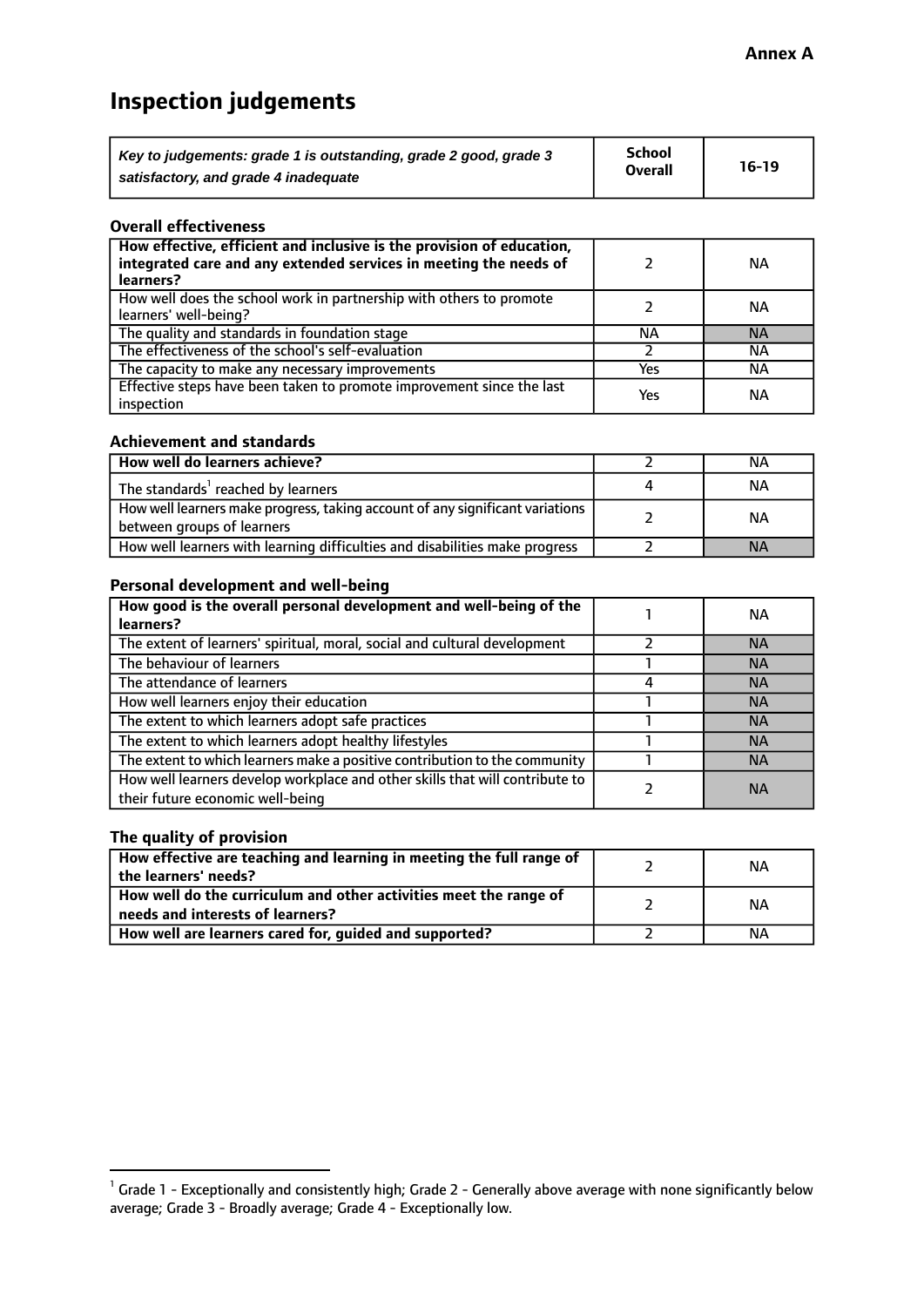**Annex A**

# Inspection judgements

| *Key to judgements: grade 1 is outstanding, grade 2 good, grade 3 satisfactory, and grade 4 inadequate* | School Overall | 16-19 |
|---|---|---|

### Overall effectiveness

| | | |
|---|---|---|
| **How effective, efficient and inclusive is the provision of education, integrated care and any extended services in meeting the needs of learners?** | 2 | NA |
| How well does the school work in partnership with others to promote learners' well-being? | 2 | NA |
| The quality and standards in foundation stage | NA | NA |
| The effectiveness of the school's self-evaluation | 2 | NA |
| The capacity to make any necessary improvements | Yes | NA |
| Effective steps have been taken to promote improvement since the last inspection | Yes | NA |

### Achievement and standards

| | | |
|---|---|---|
| **How well do learners achieve?** | 2 | NA |
| The standards[1] reached by learners | 4 | NA |
| How well learners make progress, taking account of any significant variations between groups of learners | 2 | NA |
| How well learners with learning difficulties and disabilities make progress | 2 | NA |

### Personal development and well-being

| | | |
|---|---|---|
| **How good is the overall personal development and well-being of the learners?** | 1 | NA |
| The extent of learners' spiritual, moral, social and cultural development | 2 | NA |
| The behaviour of learners | 1 | NA |
| The attendance of learners | 4 | NA |
| How well learners enjoy their education | 1 | NA |
| The extent to which learners adopt safe practices | 1 | NA |
| The extent to which learners adopt healthy lifestyles | 1 | NA |
| The extent to which learners make a positive contribution to the community | 1 | NA |
| How well learners develop workplace and other skills that will contribute to their future economic well-being | 2 | NA |

### The quality of provision

| | | |
|---|---|---|
| **How effective are teaching and learning in meeting the full range of the learners' needs?** | 2 | NA |
| **How well do the curriculum and other activities meet the range of needs and interests of learners?** | 2 | NA |
| **How well are learners cared for, guided and supported?** | 2 | NA |

[1] Grade 1 - Exceptionally and consistently high; Grade 2 - Generally above average with none significantly below average; Grade 3 - Broadly average; Grade 4 - Exceptionally low.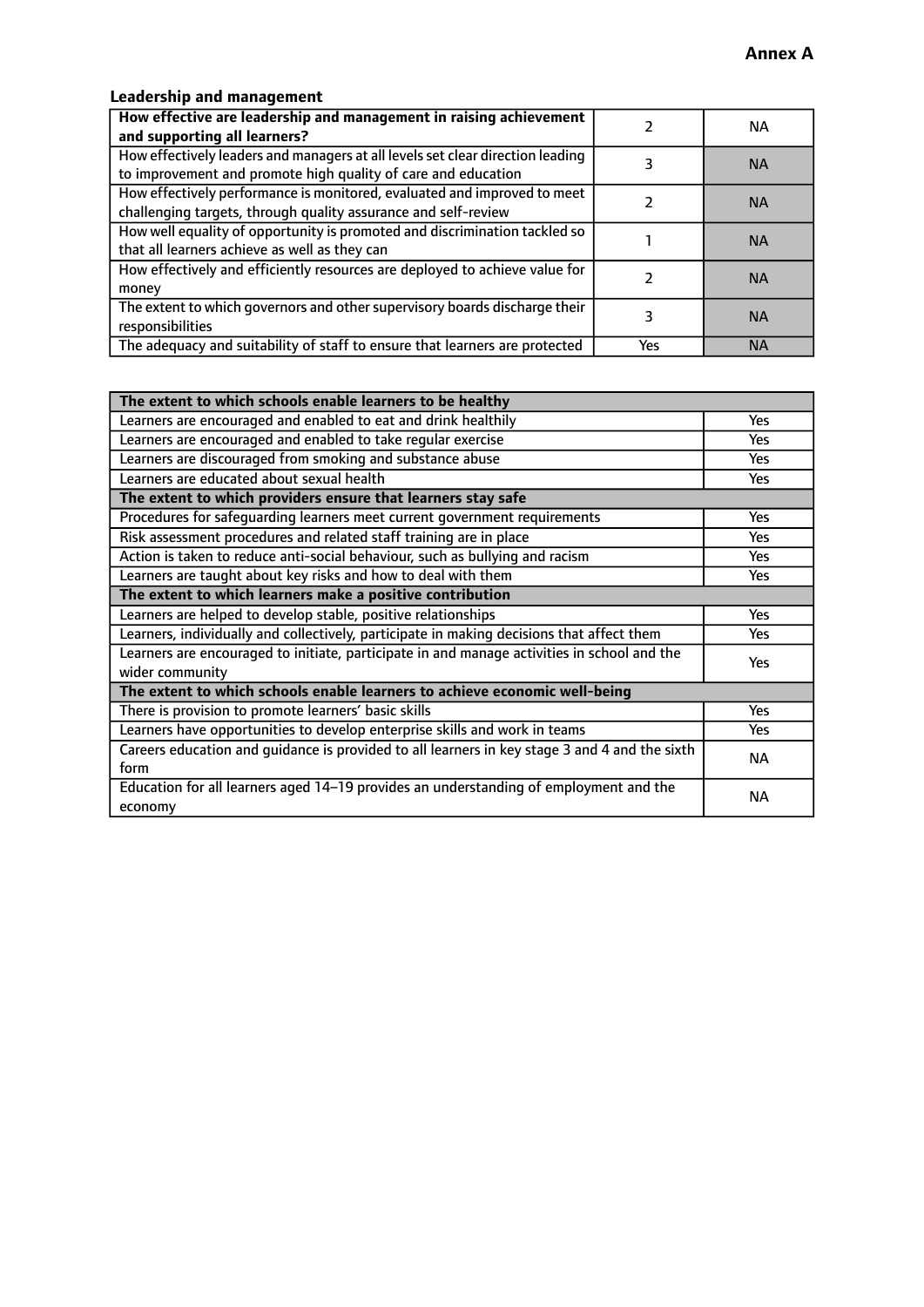**Annex A**

### Leadership and management

| How effective are leadership and management in raising achievement and supporting all learners? | 2 | NA |
|---|---|---|
| How effectively leaders and managers at all levels set clear direction leading to improvement and promote high quality of care and education | 3 | NA |
| How effectively performance is monitored, evaluated and improved to meet challenging targets, through quality assurance and self-review | 2 | NA |
| How well equality of opportunity is promoted and discrimination tackled so that all learners achieve as well as they can | 1 | NA |
| How effectively and efficiently resources are deployed to achieve value for money | 2 | NA |
| The extent to which governors and other supervisory boards discharge their responsibilities | 3 | NA |
| The adequacy and suitability of staff to ensure that learners are protected | Yes | NA |

| **The extent to which schools enable learners to be healthy** | |
|---|---|
| Learners are encouraged and enabled to eat and drink healthily | Yes |
| Learners are encouraged and enabled to take regular exercise | Yes |
| Learners are discouraged from smoking and substance abuse | Yes |
| Learners are educated about sexual health | Yes |
| **The extent to which providers ensure that learners stay safe** | |
| Procedures for safeguarding learners meet current government requirements | Yes |
| Risk assessment procedures and related staff training are in place | Yes |
| Action is taken to reduce anti-social behaviour, such as bullying and racism | Yes |
| Learners are taught about key risks and how to deal with them | Yes |
| **The extent to which learners make a positive contribution** | |
| Learners are helped to develop stable, positive relationships | Yes |
| Learners, individually and collectively, participate in making decisions that affect them | Yes |
| Learners are encouraged to initiate, participate in and manage activities in school and the wider community | Yes |
| **The extent to which schools enable learners to achieve economic well-being** | |
| There is provision to promote learners' basic skills | Yes |
| Learners have opportunities to develop enterprise skills and work in teams | Yes |
| Careers education and guidance is provided to all learners in key stage 3 and 4 and the sixth form | NA |
| Education for all learners aged 14–19 provides an understanding of employment and the economy | NA |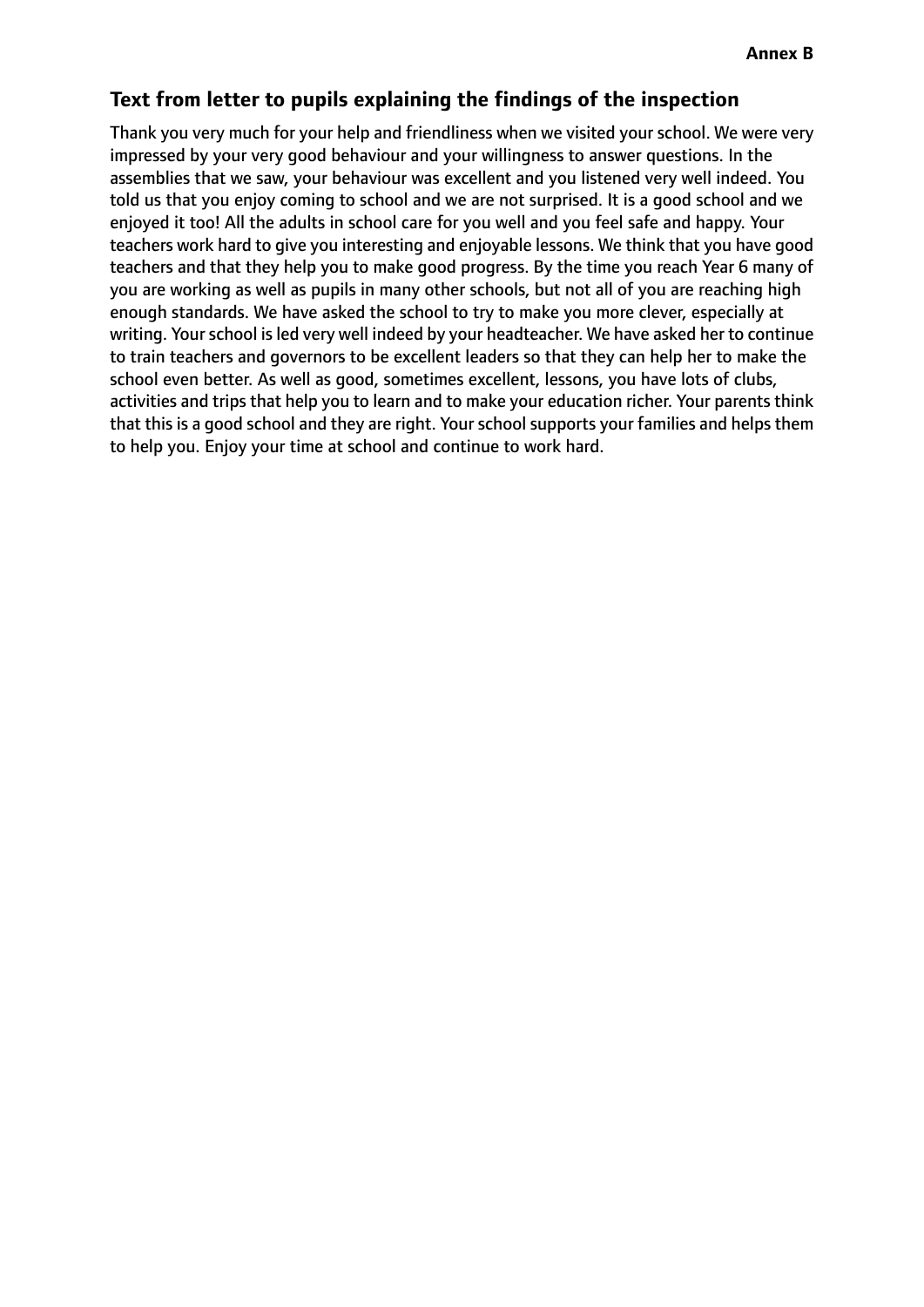**Annex B**

## Text from letter to pupils explaining the findings of the inspection

Thank you very much for your help and friendliness when we visited your school. We were very impressed by your very good behaviour and your willingness to answer questions. In the assemblies that we saw, your behaviour was excellent and you listened very well indeed. You told us that you enjoy coming to school and we are not surprised. It is a good school and we enjoyed it too! All the adults in school care for you well and you feel safe and happy. Your teachers work hard to give you interesting and enjoyable lessons. We think that you have good teachers and that they help you to make good progress. By the time you reach Year 6 many of you are working as well as pupils in many other schools, but not all of you are reaching high enough standards. We have asked the school to try to make you more clever, especially at writing. Your school is led very well indeed by your headteacher. We have asked her to continue to train teachers and governors to be excellent leaders so that they can help her to make the school even better. As well as good, sometimes excellent, lessons, you have lots of clubs, activities and trips that help you to learn and to make your education richer. Your parents think that this is a good school and they are right. Your school supports your families and helps them to help you. Enjoy your time at school and continue to work hard.